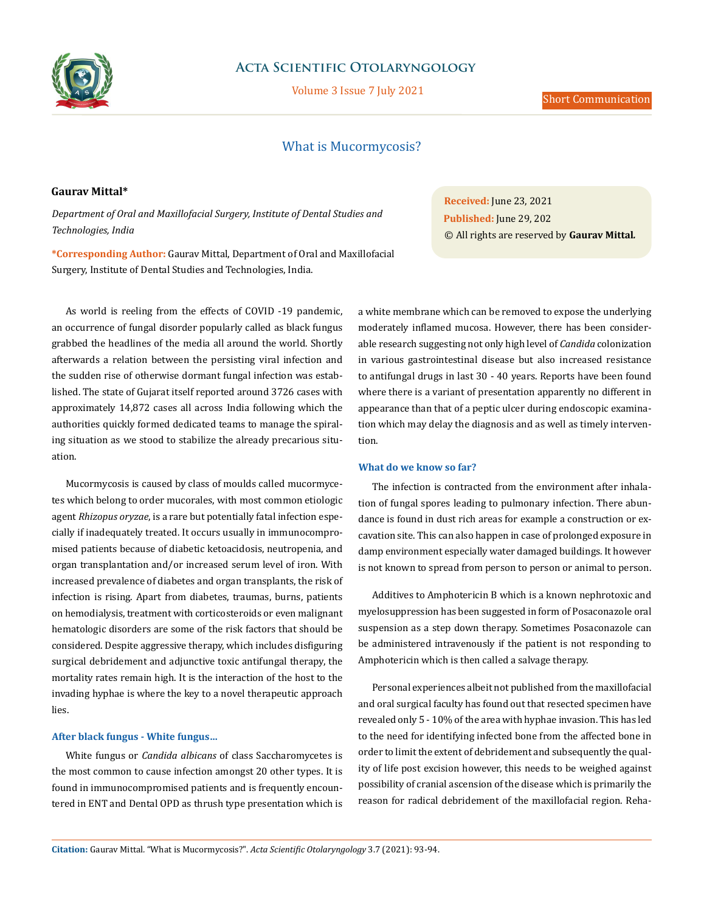Short Communication

# What is Mucormycosis?

**Gaurav Mittal***

*Department of Oral and Maxillofacial Surgery, Institute of Dental Studies and Technologies, India*

***Corresponding Author:** Gaurav Mittal, Department of Oral and Maxillofacial Surgery, Institute of Dental Studies and Technologies, India.

**Received:** June 23, 2021
**Published:** June 29, 202
© All rights are reserved by **Gaurav Mittal.**

As world is reeling from the effects of COVID -19 pandemic, an occurrence of fungal disorder popularly called as black fungus grabbed the headlines of the media all around the world. Shortly afterwards a relation between the persisting viral infection and the sudden rise of otherwise dormant fungal infection was established. The state of Gujarat itself reported around 3726 cases with approximately 14,872 cases all across India following which the authorities quickly formed dedicated teams to manage the spiraling situation as we stood to stabilize the already precarious situation.

Mucormycosis is caused by class of moulds called mucormycetes which belong to order mucorales, with most common etiologic agent *Rhizopus oryzae*, is a rare but potentially fatal infection especially if inadequately treated. It occurs usually in immunocompromised patients because of diabetic ketoacidosis, neutropenia, and organ transplantation and/or increased serum level of iron. With increased prevalence of diabetes and organ transplants, the risk of infection is rising. Apart from diabetes, traumas, burns, patients on hemodialysis, treatment with corticosteroids or even malignant hematologic disorders are some of the risk factors that should be considered. Despite aggressive therapy, which includes disfiguring surgical debridement and adjunctive toxic antifungal therapy, the mortality rates remain high. It is the interaction of the host to the invading hyphae is where the key to a novel therapeutic approach lies.

### After black fungus - White fungus...

White fungus or *Candida albicans* of class Saccharomycetes is the most common to cause infection amongst 20 other types. It is found in immunocompromised patients and is frequently encountered in ENT and Dental OPD as thrush type presentation which is a white membrane which can be removed to expose the underlying moderately inflamed mucosa. However, there has been considerable research suggesting not only high level of *Candida* colonization in various gastrointestinal disease but also increased resistance to antifungal drugs in last 30 - 40 years. Reports have been found where there is a variant of presentation apparently no different in appearance than that of a peptic ulcer during endoscopic examination which may delay the diagnosis and as well as timely intervention.

### What do we know so far?

The infection is contracted from the environment after inhalation of fungal spores leading to pulmonary infection. There abundance is found in dust rich areas for example a construction or excavation site. This can also happen in case of prolonged exposure in damp environment especially water damaged buildings. It however is not known to spread from person to person or animal to person.

Additives to Amphotericin B which is a known nephrotoxic and myelosuppression has been suggested in form of Posaconazole oral suspension as a step down therapy. Sometimes Posaconazole can be administered intravenously if the patient is not responding to Amphotericin which is then called a salvage therapy.

Personal experiences albeit not published from the maxillofacial and oral surgical faculty has found out that resected specimen have revealed only 5 - 10% of the area with hyphae invasion. This has led to the need for identifying infected bone from the affected bone in order to limit the extent of debridement and subsequently the quality of life post excision however, this needs to be weighed against possibility of cranial ascension of the disease which is primarily the reason for radical debridement of the maxillofacial region. Reha-

**Citation:** Gaurav Mittal. "What is Mucormycosis?". *Acta Scientific Otolaryngology* 3.7 (2021): 93-94.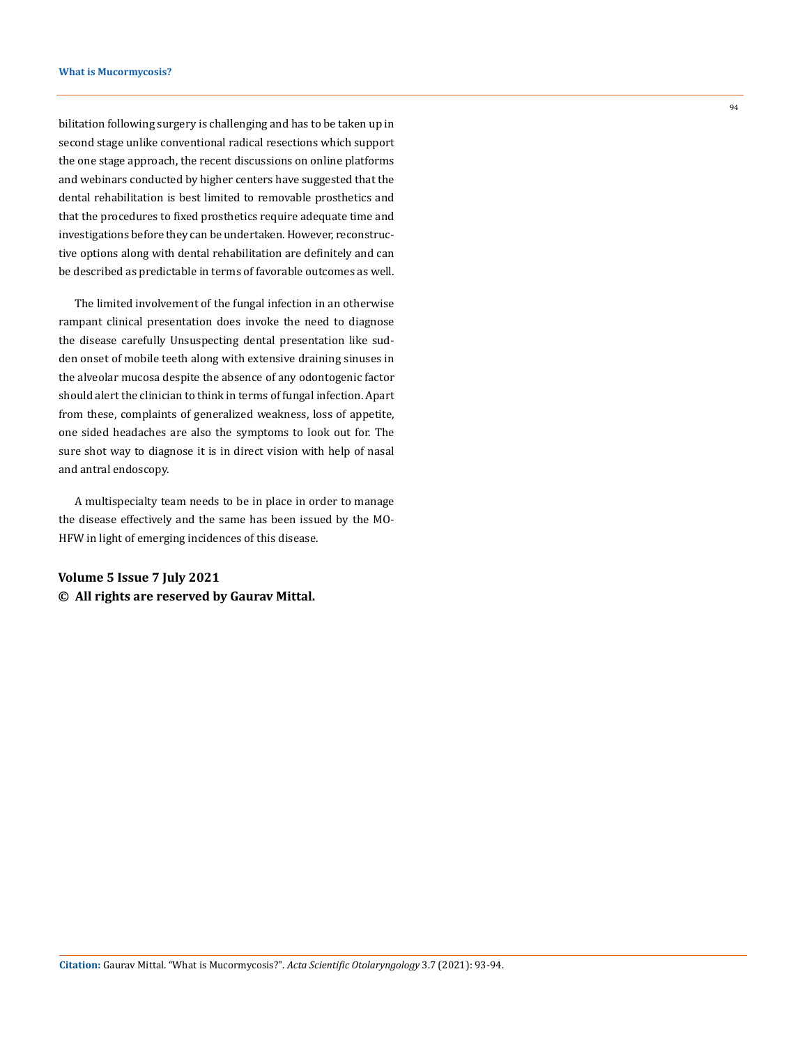bilitation following surgery is challenging and has to be taken up in second stage unlike conventional radical resections which support the one stage approach, the recent discussions on online platforms and webinars conducted by higher centers have suggested that the dental rehabilitation is best limited to removable prosthetics and that the procedures to fixed prosthetics require adequate time and investigations before they can be undertaken. However, reconstructive options along with dental rehabilitation are definitely and can be described as predictable in terms of favorable outcomes as well.

The limited involvement of the fungal infection in an otherwise rampant clinical presentation does invoke the need to diagnose the disease carefully Unsuspecting dental presentation like sudden onset of mobile teeth along with extensive draining sinuses in the alveolar mucosa despite the absence of any odontogenic factor should alert the clinician to think in terms of fungal infection. Apart from these, complaints of generalized weakness, loss of appetite, one sided headaches are also the symptoms to look out for. The sure shot way to diagnose it is in direct vision with help of nasal and antral endoscopy.

A multispecialty team needs to be in place in order to manage the disease effectively and the same has been issued by the MOHFW in light of emerging incidences of this disease.

**Volume 5 Issue 7 July 2021**
**© All rights are reserved by Gaurav Mittal.**